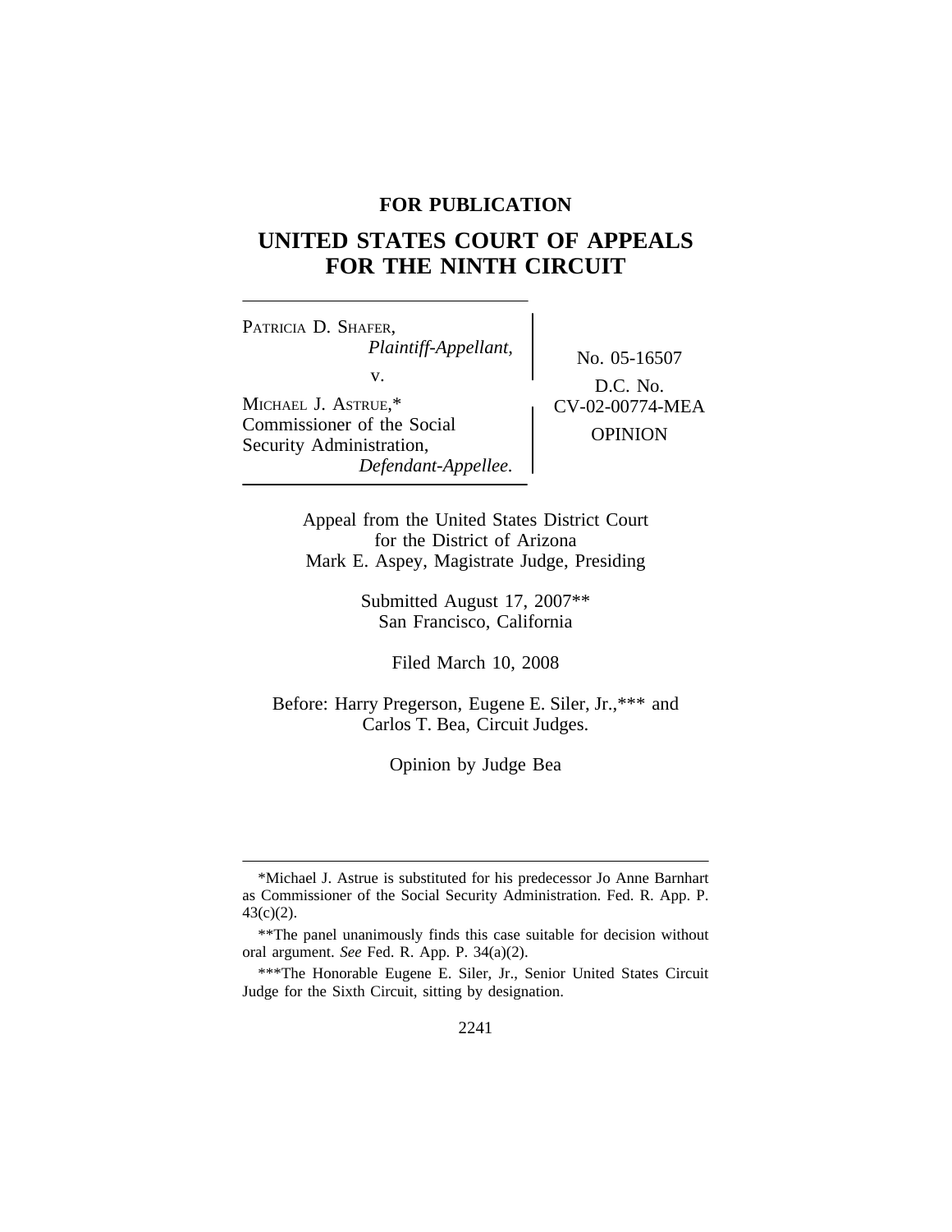**FOR PUBLICATION**

# UNITED STATES COURT OF APPEALS FOR THE NINTH CIRCUIT

PATRICIA D. SHAFER,
*Plaintiff-Appellant,*

v.

MICHAEL J. ASTRUE,*
Commissioner of the Social Security Administration,
*Defendant-Appellee.*

No. 05-16507

D.C. No.
CV-02-00774-MEA

OPINION

Appeal from the United States District Court
for the District of Arizona
Mark E. Aspey, Magistrate Judge, Presiding

Submitted August 17, 2007**
San Francisco, California

Filed March 10, 2008

Before: Harry Pregerson, Eugene E. Siler, Jr.,*** and
Carlos T. Bea, Circuit Judges.

Opinion by Judge Bea

---

*Michael J. Astrue is substituted for his predecessor Jo Anne Barnhart as Commissioner of the Social Security Administration. Fed. R. App. P. 43(c)(2).

**The panel unanimously finds this case suitable for decision without oral argument. *See* Fed. R. App. P. 34(a)(2).

***The Honorable Eugene E. Siler, Jr., Senior United States Circuit Judge for the Sixth Circuit, sitting by designation.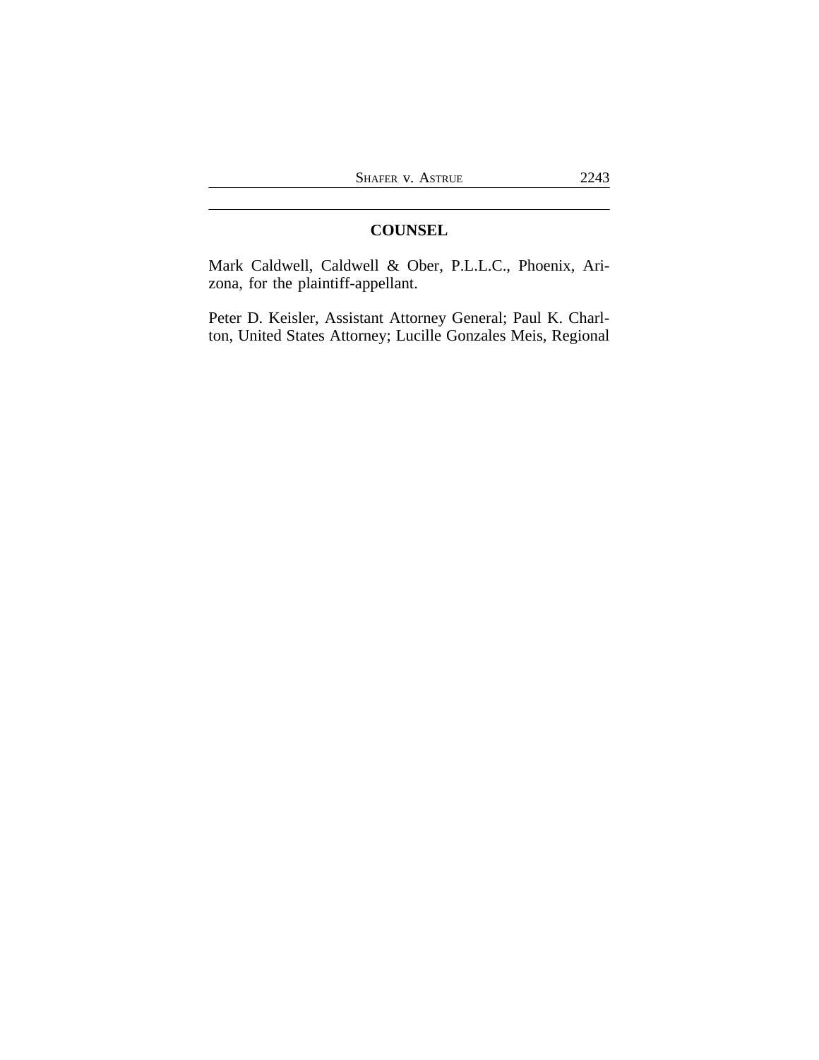## COUNSEL

Mark Caldwell, Caldwell & Ober, P.L.L.C., Phoenix, Arizona, for the plaintiff-appellant.

Peter D. Keisler, Assistant Attorney General; Paul K. Charlton, United States Attorney; Lucille Gonzales Meis, Regional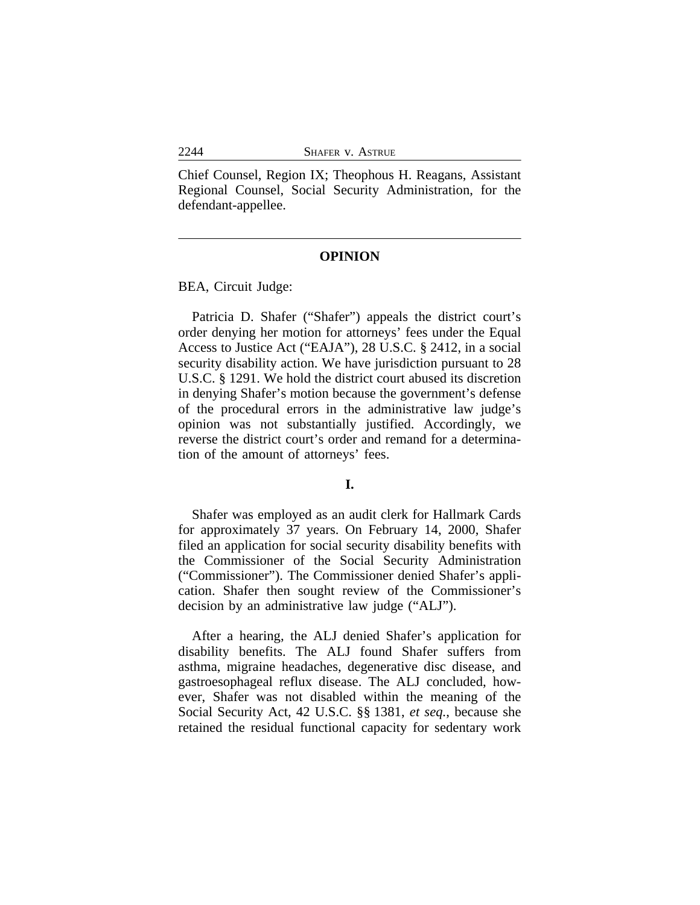Chief Counsel, Region IX; Theophous H. Reagans, Assistant Regional Counsel, Social Security Administration, for the defendant-appellee.

---

## OPINION

BEA, Circuit Judge:

Patricia D. Shafer ("Shafer") appeals the district court's order denying her motion for attorneys' fees under the Equal Access to Justice Act ("EAJA"), 28 U.S.C. § 2412, in a social security disability action. We have jurisdiction pursuant to 28 U.S.C. § 1291. We hold the district court abused its discretion in denying Shafer's motion because the government's defense of the procedural errors in the administrative law judge's opinion was not substantially justified. Accordingly, we reverse the district court's order and remand for a determination of the amount of attorneys' fees.

### I.

Shafer was employed as an audit clerk for Hallmark Cards for approximately 37 years. On February 14, 2000, Shafer filed an application for social security disability benefits with the Commissioner of the Social Security Administration ("Commissioner"). The Commissioner denied Shafer's application. Shafer then sought review of the Commissioner's decision by an administrative law judge ("ALJ").

After a hearing, the ALJ denied Shafer's application for disability benefits. The ALJ found Shafer suffers from asthma, migraine headaches, degenerative disc disease, and gastroesophageal reflux disease. The ALJ concluded, however, Shafer was not disabled within the meaning of the Social Security Act, 42 U.S.C. §§ 1381, *et seq.*, because she retained the residual functional capacity for sedentary work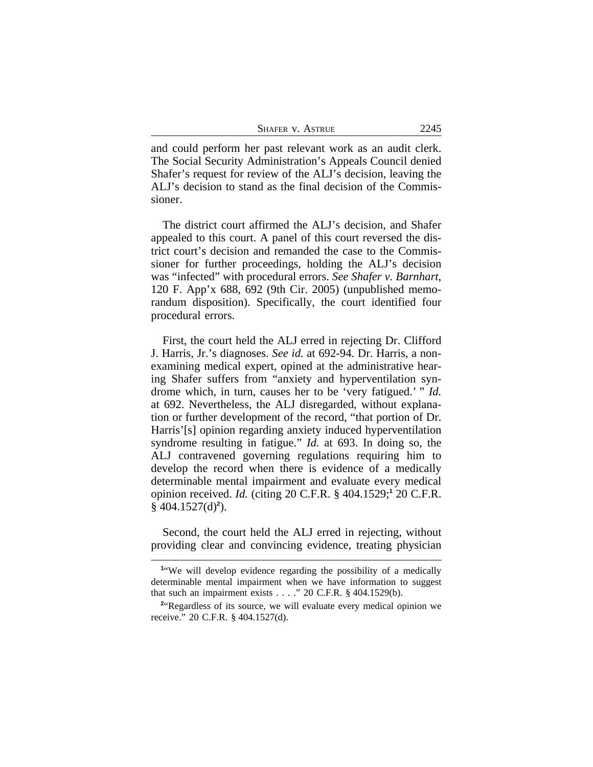and could perform her past relevant work as an audit clerk. The Social Security Administration's Appeals Council denied Shafer's request for review of the ALJ's decision, leaving the ALJ's decision to stand as the final decision of the Commissioner.

The district court affirmed the ALJ's decision, and Shafer appealed to this court. A panel of this court reversed the district court's decision and remanded the case to the Commissioner for further proceedings, holding the ALJ's decision was "infected" with procedural errors. *See Shafer v. Barnhart*, 120 F. App'x 688, 692 (9th Cir. 2005) (unpublished memorandum disposition). Specifically, the court identified four procedural errors.

First, the court held the ALJ erred in rejecting Dr. Clifford J. Harris, Jr.'s diagnoses. *See id.* at 692-94. Dr. Harris, a nonexamining medical expert, opined at the administrative hearing Shafer suffers from "anxiety and hyperventilation syndrome which, in turn, causes her to be 'very fatigued.' " *Id.* at 692. Nevertheless, the ALJ disregarded, without explanation or further development of the record, "that portion of Dr. Harris'[s] opinion regarding anxiety induced hyperventilation syndrome resulting in fatigue." *Id.* at 693. In doing so, the ALJ contravened governing regulations requiring him to develop the record when there is evidence of a medically determinable mental impairment and evaluate every medical opinion received. *Id.* (citing 20 C.F.R. § 404.1529;[1] 20 C.F.R. § 404.1527(d)[2]).

Second, the court held the ALJ erred in rejecting, without providing clear and convincing evidence, treating physician

---

[1]"We will develop evidence regarding the possibility of a medically determinable mental impairment when we have information to suggest that such an impairment exists . . . ." 20 C.F.R. § 404.1529(b).

[2]"Regardless of its source, we will evaluate every medical opinion we receive." 20 C.F.R. § 404.1527(d).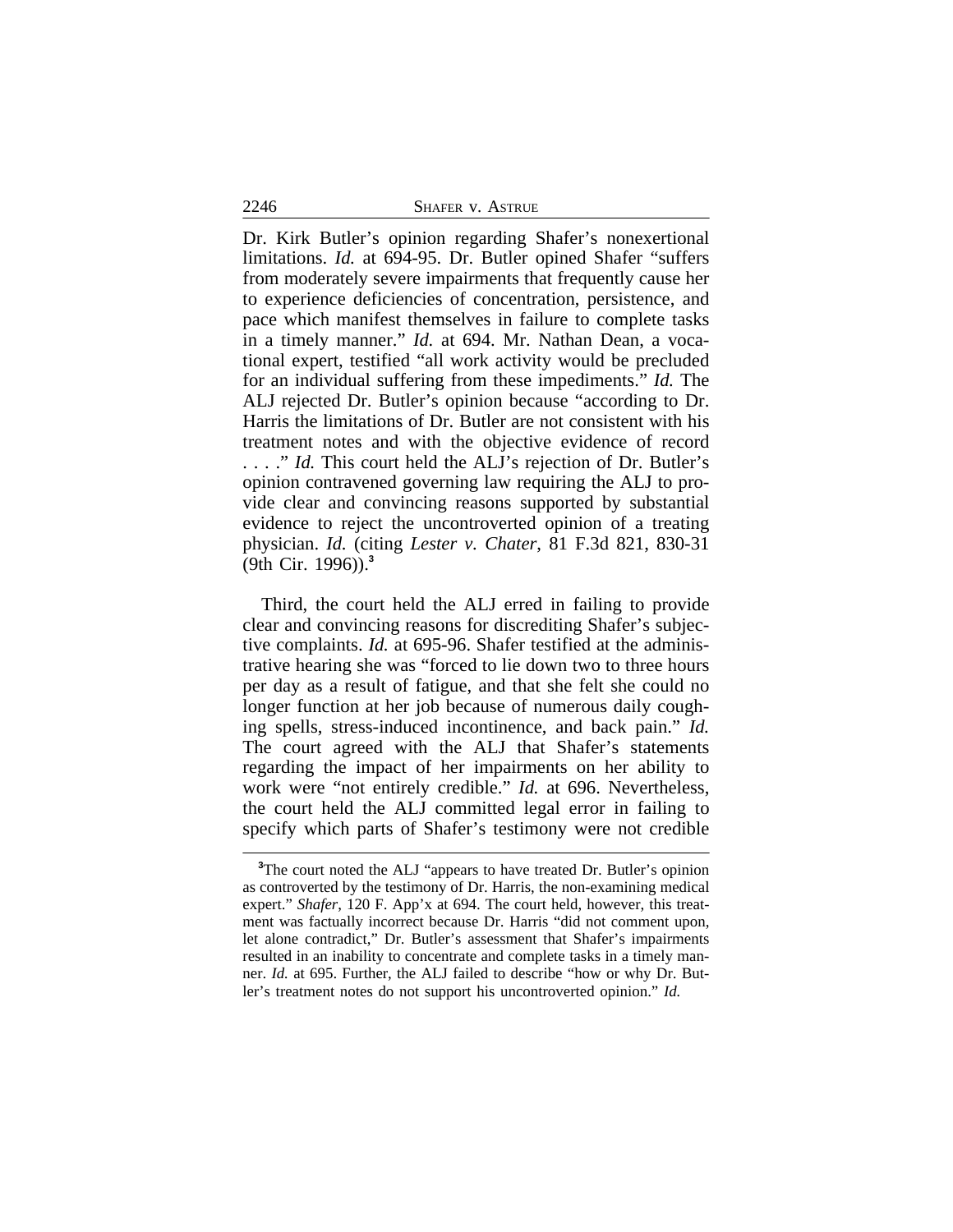Dr. Kirk Butler's opinion regarding Shafer's nonexertional limitations. *Id.* at 694-95. Dr. Butler opined Shafer "suffers from moderately severe impairments that frequently cause her to experience deficiencies of concentration, persistence, and pace which manifest themselves in failure to complete tasks in a timely manner." *Id.* at 694. Mr. Nathan Dean, a vocational expert, testified "all work activity would be precluded for an individual suffering from these impediments." *Id.* The ALJ rejected Dr. Butler's opinion because "according to Dr. Harris the limitations of Dr. Butler are not consistent with his treatment notes and with the objective evidence of record . . . ." *Id.* This court held the ALJ's rejection of Dr. Butler's opinion contravened governing law requiring the ALJ to provide clear and convincing reasons supported by substantial evidence to reject the uncontroverted opinion of a treating physician. *Id.* (citing *Lester v. Chater*, 81 F.3d 821, 830-31 (9th Cir. 1996)).[3]

Third, the court held the ALJ erred in failing to provide clear and convincing reasons for discrediting Shafer's subjective complaints. *Id.* at 695-96. Shafer testified at the administrative hearing she was "forced to lie down two to three hours per day as a result of fatigue, and that she felt she could no longer function at her job because of numerous daily coughing spells, stress-induced incontinence, and back pain." *Id.* The court agreed with the ALJ that Shafer's statements regarding the impact of her impairments on her ability to work were "not entirely credible." *Id.* at 696. Nevertheless, the court held the ALJ committed legal error in failing to specify which parts of Shafer's testimony were not credible

[3]The court noted the ALJ "appears to have treated Dr. Butler's opinion as controverted by the testimony of Dr. Harris, the non-examining medical expert." *Shafer*, 120 F. App'x at 694. The court held, however, this treatment was factually incorrect because Dr. Harris "did not comment upon, let alone contradict," Dr. Butler's assessment that Shafer's impairments resulted in an inability to concentrate and complete tasks in a timely manner. *Id.* at 695. Further, the ALJ failed to describe "how or why Dr. Butler's treatment notes do not support his uncontroverted opinion." *Id.*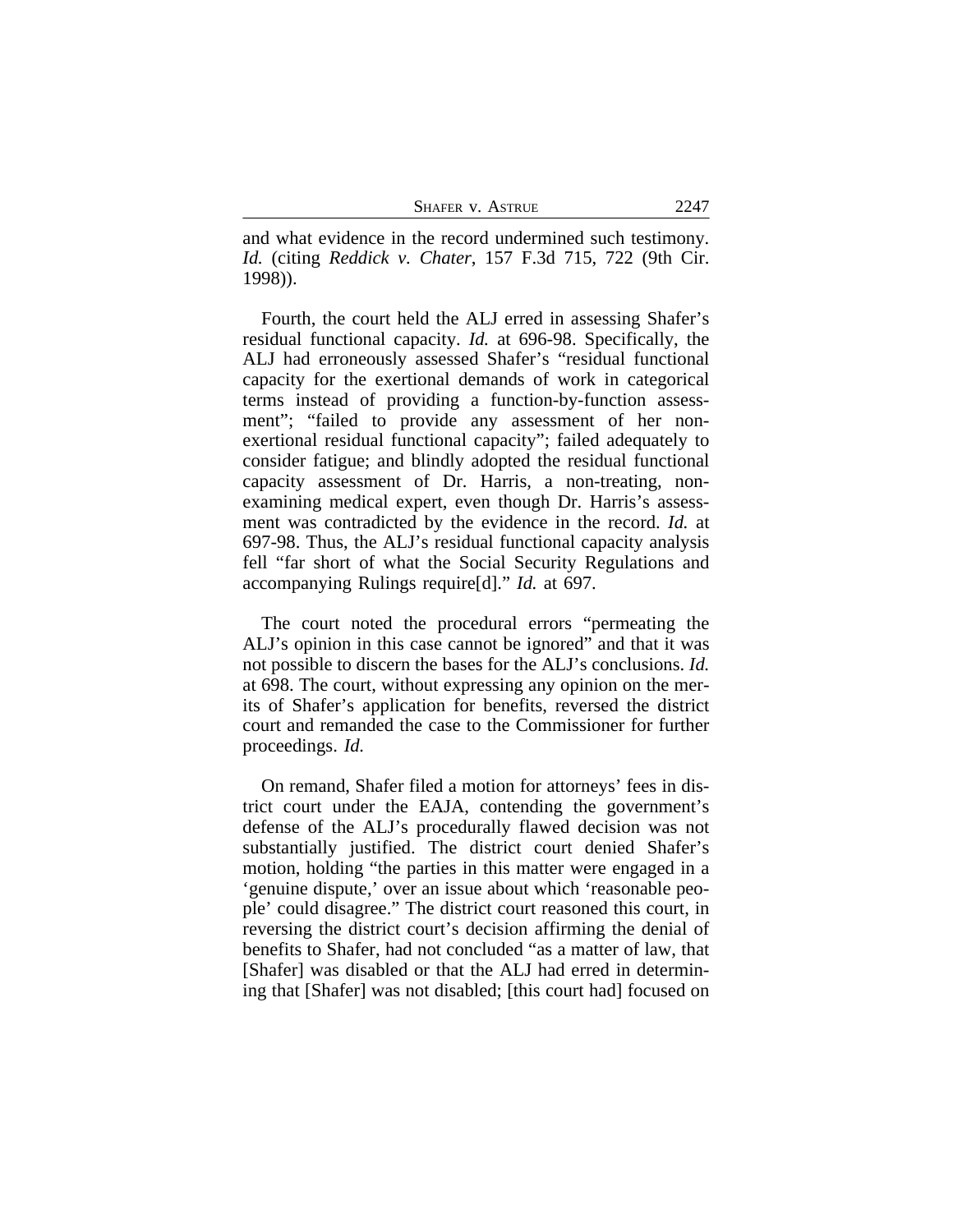and what evidence in the record undermined such testimony. *Id.* (citing *Reddick v. Chater*, 157 F.3d 715, 722 (9th Cir. 1998)).

Fourth, the court held the ALJ erred in assessing Shafer's residual functional capacity. *Id.* at 696-98. Specifically, the ALJ had erroneously assessed Shafer's "residual functional capacity for the exertional demands of work in categorical terms instead of providing a function-by-function assessment"; "failed to provide any assessment of her non-exertional residual functional capacity"; failed adequately to consider fatigue; and blindly adopted the residual functional capacity assessment of Dr. Harris, a non-treating, non-examining medical expert, even though Dr. Harris's assessment was contradicted by the evidence in the record. *Id.* at 697-98. Thus, the ALJ's residual functional capacity analysis fell "far short of what the Social Security Regulations and accompanying Rulings require[d]." *Id.* at 697.

The court noted the procedural errors "permeating the ALJ's opinion in this case cannot be ignored" and that it was not possible to discern the bases for the ALJ's conclusions. *Id.* at 698. The court, without expressing any opinion on the merits of Shafer's application for benefits, reversed the district court and remanded the case to the Commissioner for further proceedings. *Id.*

On remand, Shafer filed a motion for attorneys' fees in district court under the EAJA, contending the government's defense of the ALJ's procedurally flawed decision was not substantially justified. The district court denied Shafer's motion, holding "the parties in this matter were engaged in a 'genuine dispute,' over an issue about which 'reasonable people' could disagree." The district court reasoned this court, in reversing the district court's decision affirming the denial of benefits to Shafer, had not concluded "as a matter of law, that [Shafer] was disabled or that the ALJ had erred in determining that [Shafer] was not disabled; [this court had] focused on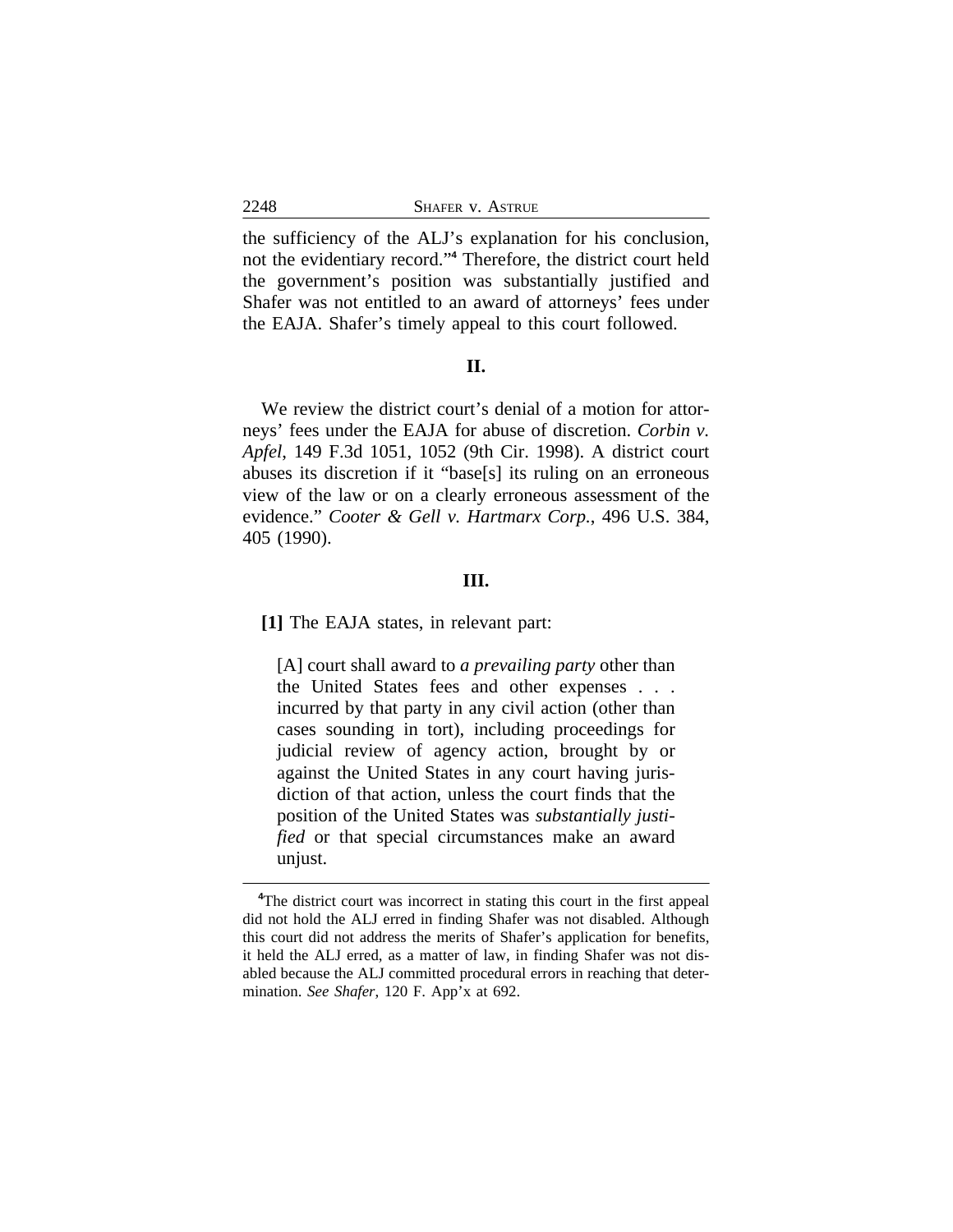the sufficiency of the ALJ's explanation for his conclusion, not the evidentiary record."[4] Therefore, the district court held the government's position was substantially justified and Shafer was not entitled to an award of attorneys' fees under the EAJA. Shafer's timely appeal to this court followed.

## II.

We review the district court's denial of a motion for attorneys' fees under the EAJA for abuse of discretion. *Corbin v. Apfel*, 149 F.3d 1051, 1052 (9th Cir. 1998). A district court abuses its discretion if it "base[s] its ruling on an erroneous view of the law or on a clearly erroneous assessment of the evidence." *Cooter & Gell v. Hartmarx Corp.*, 496 U.S. 384, 405 (1990).

## III.

**[1]** The EAJA states, in relevant part:

> [A] court shall award to *a prevailing party* other than the United States fees and other expenses . . . incurred by that party in any civil action (other than cases sounding in tort), including proceedings for judicial review of agency action, brought by or against the United States in any court having jurisdiction of that action, unless the court finds that the position of the United States was *substantially justified* or that special circumstances make an award unjust.

---

[4]The district court was incorrect in stating this court in the first appeal did not hold the ALJ erred in finding Shafer was not disabled. Although this court did not address the merits of Shafer's application for benefits, it held the ALJ erred, as a matter of law, in finding Shafer was not disabled because the ALJ committed procedural errors in reaching that determination. *See Shafer*, 120 F. App'x at 692.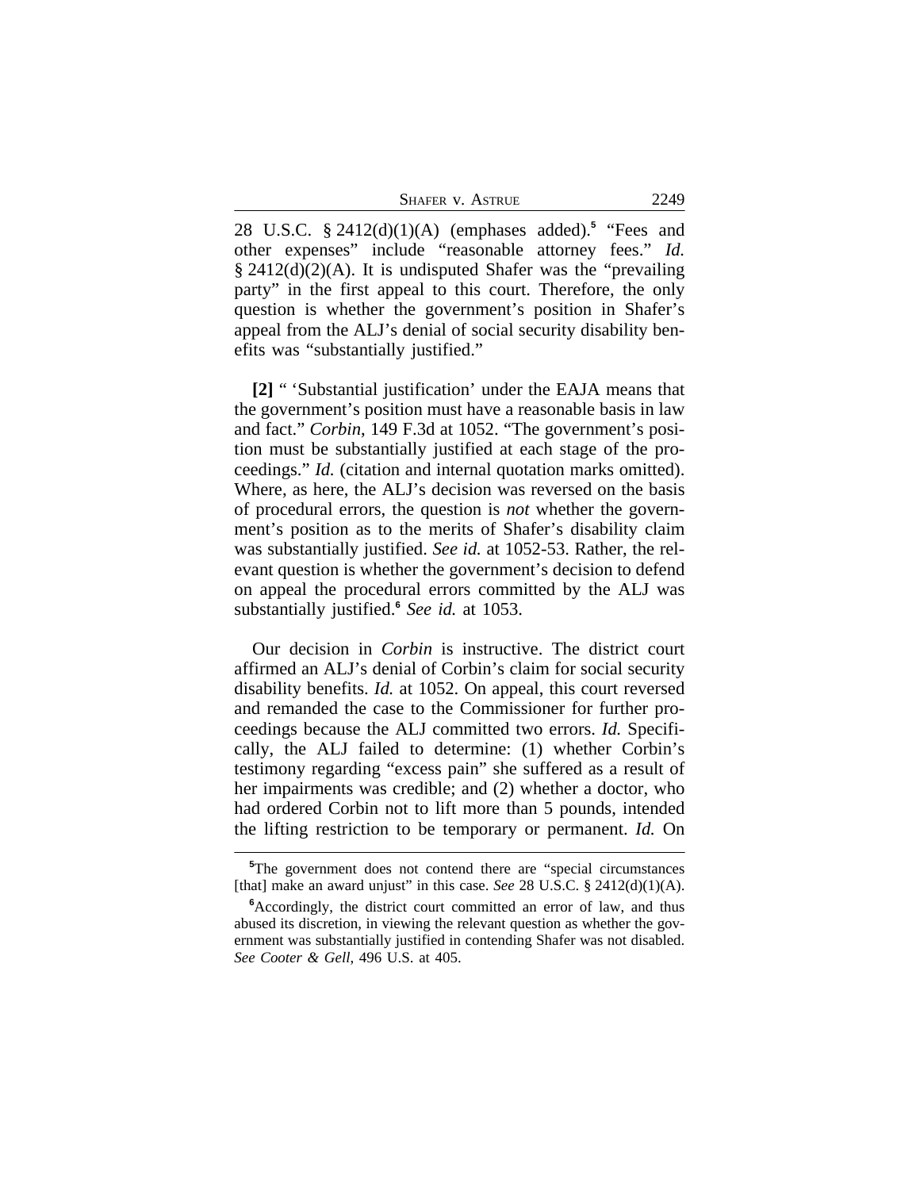28 U.S.C. § 2412(d)(1)(A) (emphases added).[5] "Fees and other expenses" include "reasonable attorney fees." *Id.* § 2412(d)(2)(A). It is undisputed Shafer was the "prevailing party" in the first appeal to this court. Therefore, the only question is whether the government's position in Shafer's appeal from the ALJ's denial of social security disability benefits was "substantially justified."

**[2]** " 'Substantial justification' under the EAJA means that the government's position must have a reasonable basis in law and fact." *Corbin*, 149 F.3d at 1052. "The government's position must be substantially justified at each stage of the proceedings." *Id.* (citation and internal quotation marks omitted). Where, as here, the ALJ's decision was reversed on the basis of procedural errors, the question is *not* whether the government's position as to the merits of Shafer's disability claim was substantially justified. *See id.* at 1052-53. Rather, the relevant question is whether the government's decision to defend on appeal the procedural errors committed by the ALJ was substantially justified.[6] *See id.* at 1053.

Our decision in *Corbin* is instructive. The district court affirmed an ALJ's denial of Corbin's claim for social security disability benefits. *Id.* at 1052. On appeal, this court reversed and remanded the case to the Commissioner for further proceedings because the ALJ committed two errors. *Id.* Specifically, the ALJ failed to determine: (1) whether Corbin's testimony regarding "excess pain" she suffered as a result of her impairments was credible; and (2) whether a doctor, who had ordered Corbin not to lift more than 5 pounds, intended the lifting restriction to be temporary or permanent. *Id.* On

---

[5] The government does not contend there are "special circumstances [that] make an award unjust" in this case. *See* 28 U.S.C. § 2412(d)(1)(A).

[6] Accordingly, the district court committed an error of law, and thus abused its discretion, in viewing the relevant question as whether the government was substantially justified in contending Shafer was not disabled. *See Cooter & Gell*, 496 U.S. at 405.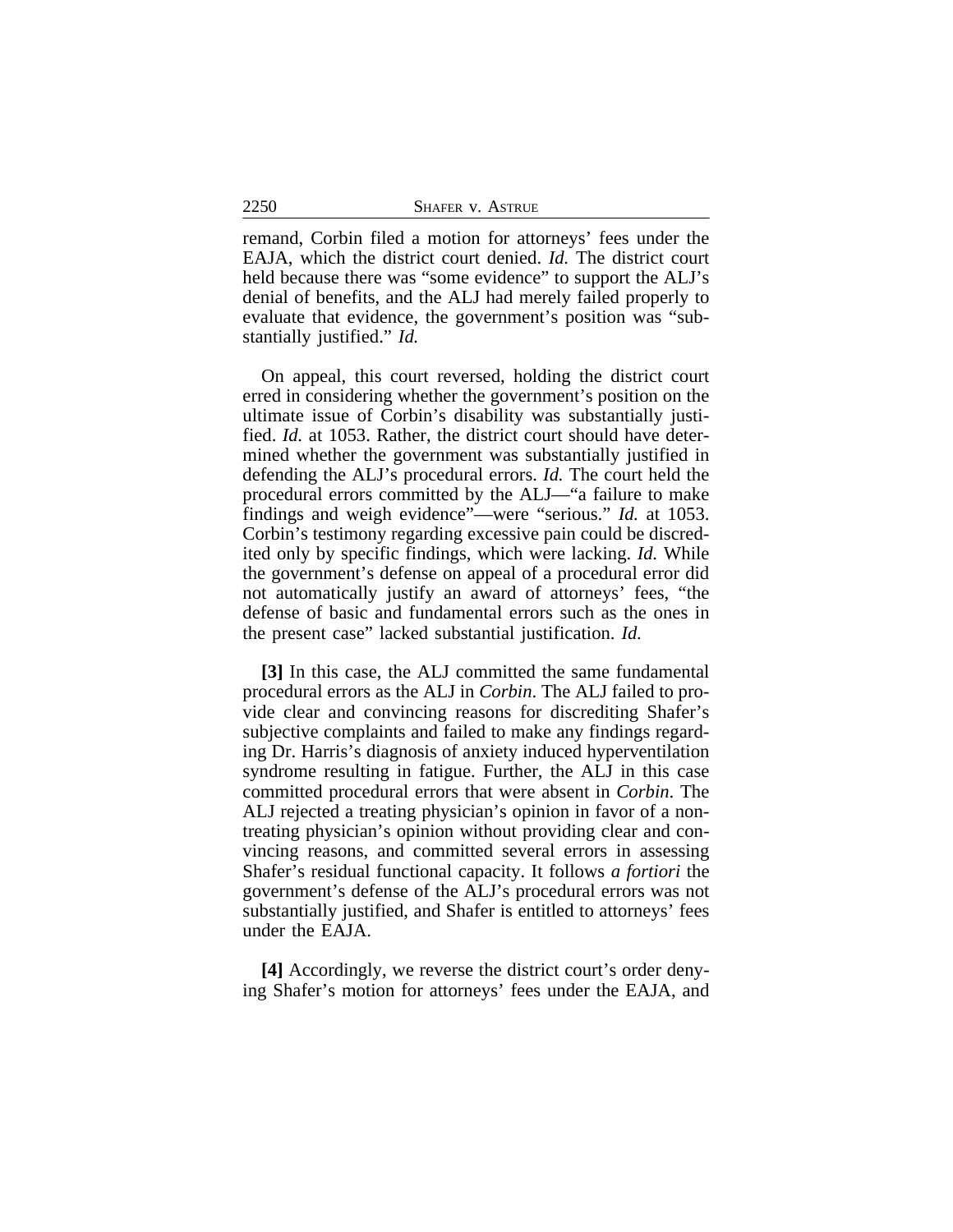remand, Corbin filed a motion for attorneys' fees under the EAJA, which the district court denied. *Id.* The district court held because there was "some evidence" to support the ALJ's denial of benefits, and the ALJ had merely failed properly to evaluate that evidence, the government's position was "substantially justified." *Id.*

On appeal, this court reversed, holding the district court erred in considering whether the government's position on the ultimate issue of Corbin's disability was substantially justified. *Id.* at 1053. Rather, the district court should have determined whether the government was substantially justified in defending the ALJ's procedural errors. *Id.* The court held the procedural errors committed by the ALJ—"a failure to make findings and weigh evidence"—were "serious." *Id.* at 1053. Corbin's testimony regarding excessive pain could be discredited only by specific findings, which were lacking. *Id.* While the government's defense on appeal of a procedural error did not automatically justify an award of attorneys' fees, "the defense of basic and fundamental errors such as the ones in the present case" lacked substantial justification. *Id.*

**[3]** In this case, the ALJ committed the same fundamental procedural errors as the ALJ in *Corbin*. The ALJ failed to provide clear and convincing reasons for discrediting Shafer's subjective complaints and failed to make any findings regarding Dr. Harris's diagnosis of anxiety induced hyperventilation syndrome resulting in fatigue. Further, the ALJ in this case committed procedural errors that were absent in *Corbin*. The ALJ rejected a treating physician's opinion in favor of a non-treating physician's opinion without providing clear and convincing reasons, and committed several errors in assessing Shafer's residual functional capacity. It follows *a fortiori* the government's defense of the ALJ's procedural errors was not substantially justified, and Shafer is entitled to attorneys' fees under the EAJA.

**[4]** Accordingly, we reverse the district court's order denying Shafer's motion for attorneys' fees under the EAJA, and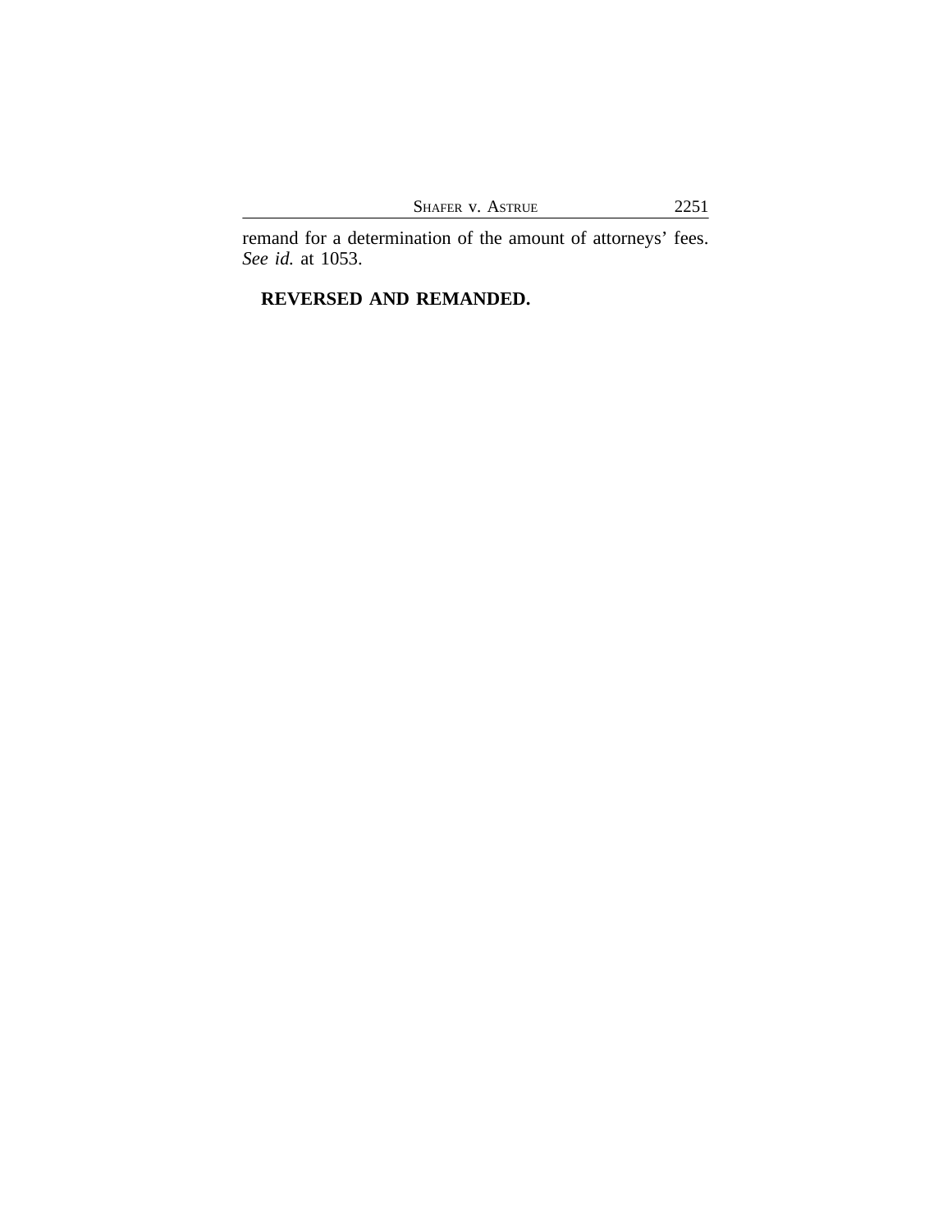remand for a determination of the amount of attorneys' fees. *See id.* at 1053.

**REVERSED AND REMANDED.**